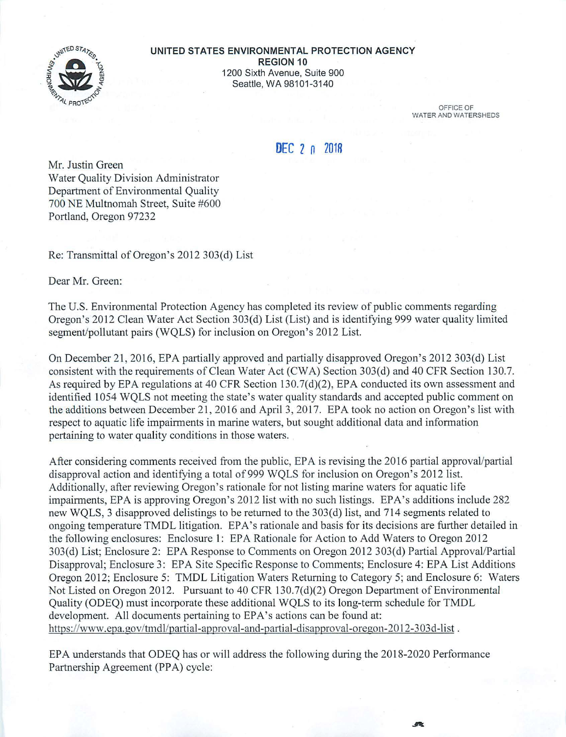**UNITED STATES ENVIRONMENTAL PROTECTION AGENCY**
**REGION 10**
1200 Sixth Avenue, Suite 900
Seattle, WA 98101-3140

OFFICE OF
WATER AND WATERSHEDS

DEC 20 2018

Mr. Justin Green
Water Quality Division Administrator
Department of Environmental Quality
700 NE Multnomah Street, Suite #600
Portland, Oregon 97232

Re: Transmittal of Oregon's 2012 303(d) List

Dear Mr. Green:

The U.S. Environmental Protection Agency has completed its review of public comments regarding Oregon's 2012 Clean Water Act Section 303(d) List (List) and is identifying 999 water quality limited segment/pollutant pairs (WQLS) for inclusion on Oregon's 2012 List.

On December 21, 2016, EPA partially approved and partially disapproved Oregon's 2012 303(d) List consistent with the requirements of Clean Water Act (CWA) Section 303(d) and 40 CFR Section 130.7. As required by EPA regulations at 40 CFR Section 130.7(d)(2), EPA conducted its own assessment and identified 1054 WQLS not meeting the state's water quality standards and accepted public comment on the additions between December 21, 2016 and April 3, 2017. EPA took no action on Oregon's list with respect to aquatic life impairments in marine waters, but sought additional data and information pertaining to water quality conditions in those waters.

After considering comments received from the public, EPA is revising the 2016 partial approval/partial disapproval action and identifying a total of 999 WQLS for inclusion on Oregon's 2012 list. Additionally, after reviewing Oregon's rationale for not listing marine waters for aquatic life impairments, EPA is approving Oregon's 2012 list with no such listings. EPA's additions include 282 new WQLS, 3 disapproved delistings to be returned to the 303(d) list, and 714 segments related to ongoing temperature TMDL litigation. EPA's rationale and basis for its decisions are further detailed in the following enclosures: Enclosure 1: EPA Rationale for Action to Add Waters to Oregon 2012 303(d) List; Enclosure 2: EPA Response to Comments on Oregon 2012 303(d) Partial Approval/Partial Disapproval; Enclosure 3: EPA Site Specific Response to Comments; Enclosure 4: EPA List Additions Oregon 2012; Enclosure 5: TMDL Litigation Waters Returning to Category 5; and Enclosure 6: Waters Not Listed on Oregon 2012. Pursuant to 40 CFR 130.7(d)(2) Oregon Department of Environmental Quality (ODEQ) must incorporate these additional WQLS to its long-term schedule for TMDL development. All documents pertaining to EPA's actions can be found at: https://www.epa.gov/tmdl/partial-approval-and-partial-disapproval-oregon-2012-303d-list .

EPA understands that ODEQ has or will address the following during the 2018-2020 Performance Partnership Agreement (PPA) cycle: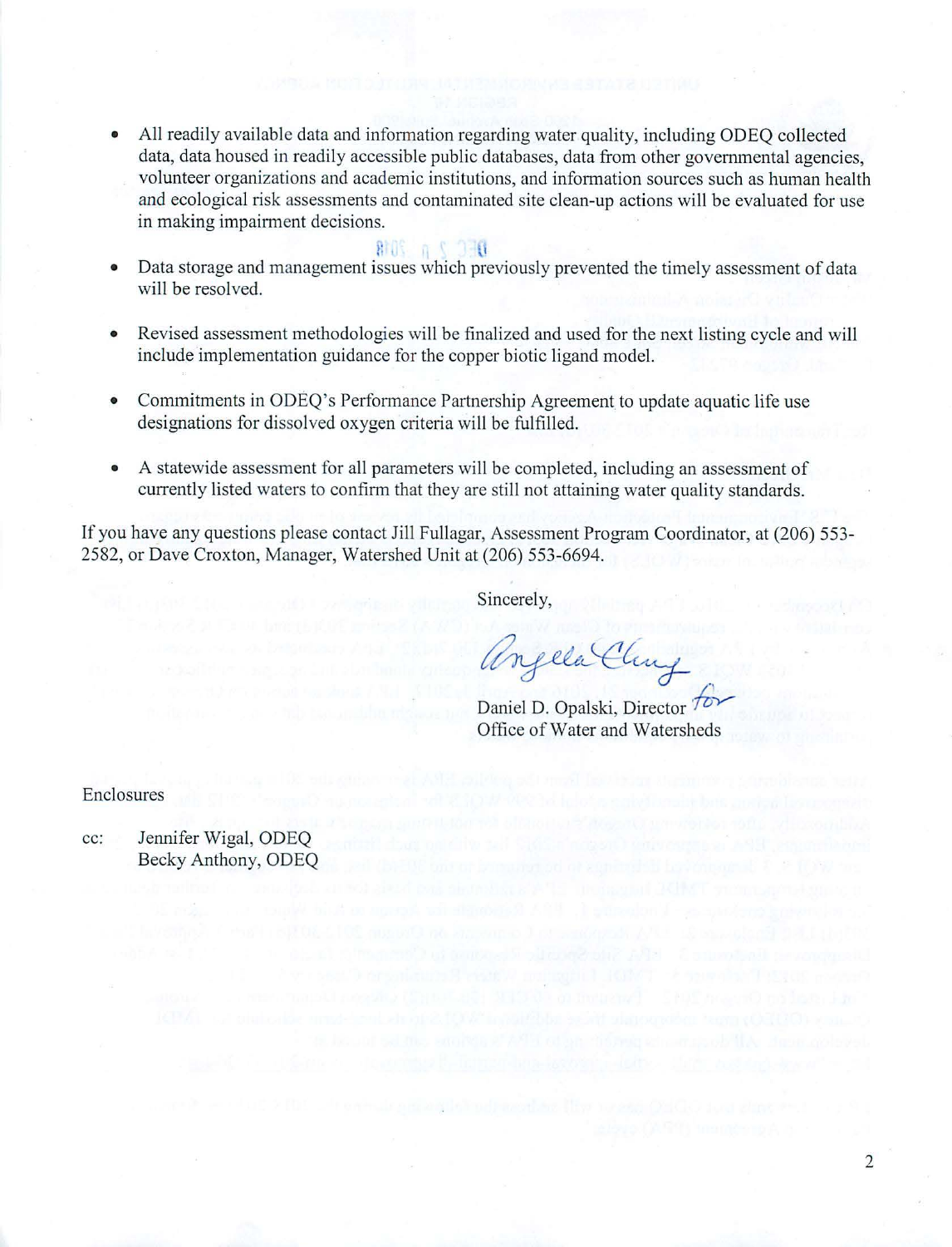- All readily available data and information regarding water quality, including ODEQ collected data, data housed in readily accessible public databases, data from other governmental agencies, volunteer organizations and academic institutions, and information sources such as human health and ecological risk assessments and contaminated site clean-up actions will be evaluated for use in making impairment decisions.

- Data storage and management issues which previously prevented the timely assessment of data will be resolved.

- Revised assessment methodologies will be finalized and used for the next listing cycle and will include implementation guidance for the copper biotic ligand model.

- Commitments in ODEQ's Performance Partnership Agreement to update aquatic life use designations for dissolved oxygen criteria will be fulfilled.

- A statewide assessment for all parameters will be completed, including an assessment of currently listed waters to confirm that they are still not attaining water quality standards.

If you have any questions please contact Jill Fullagar, Assessment Program Coordinator, at (206) 553-2582, or Dave Croxton, Manager, Watershed Unit at (206) 553-6694.

Sincerely,

Angela Chung for

Daniel D. Opalski, Director
Office of Water and Watersheds

Enclosures

cc: Jennifer Wigal, ODEQ
Becky Anthony, ODEQ